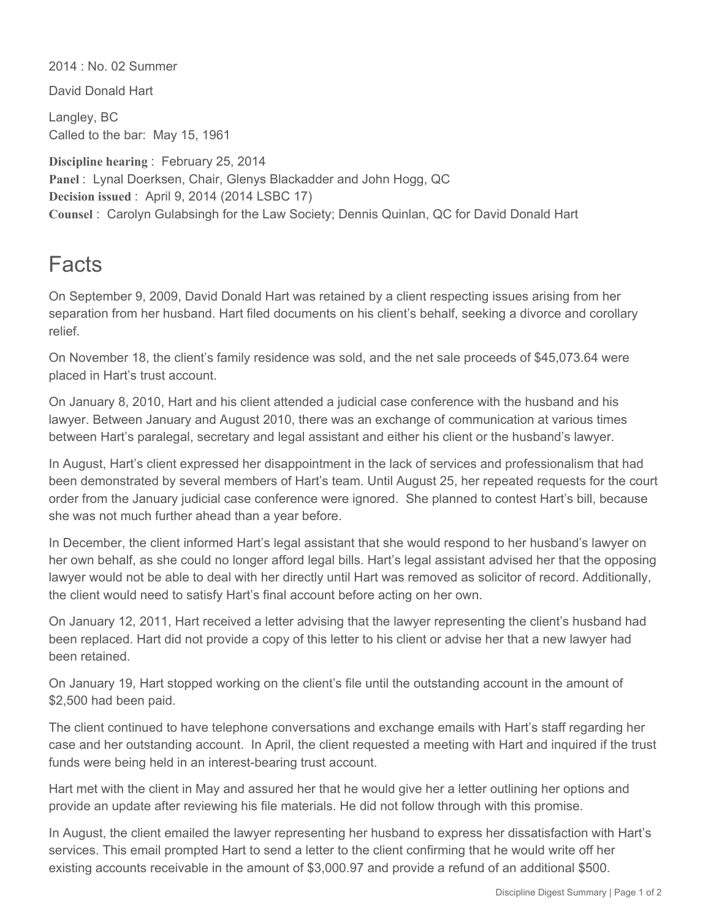2014 : No. 02 Summer

David Donald Hart

Langley, BC
Called to the bar: May 15, 1961

**Discipline hearing** : February 25, 2014
**Panel** : Lynal Doerksen, Chair, Glenys Blackadder and John Hogg, QC
**Decision issued** : April 9, 2014 (2014 LSBC 17)
**Counsel** : Carolyn Gulabsingh for the Law Society; Dennis Quinlan, QC for David Donald Hart

# Facts

On September 9, 2009, David Donald Hart was retained by a client respecting issues arising from her separation from her husband. Hart filed documents on his client's behalf, seeking a divorce and corollary relief.

On November 18, the client's family residence was sold, and the net sale proceeds of $45,073.64 were placed in Hart's trust account.

On January 8, 2010, Hart and his client attended a judicial case conference with the husband and his lawyer. Between January and August 2010, there was an exchange of communication at various times between Hart's paralegal, secretary and legal assistant and either his client or the husband's lawyer.

In August, Hart's client expressed her disappointment in the lack of services and professionalism that had been demonstrated by several members of Hart's team. Until August 25, her repeated requests for the court order from the January judicial case conference were ignored. She planned to contest Hart's bill, because she was not much further ahead than a year before.

In December, the client informed Hart's legal assistant that she would respond to her husband's lawyer on her own behalf, as she could no longer afford legal bills. Hart's legal assistant advised her that the opposing lawyer would not be able to deal with her directly until Hart was removed as solicitor of record. Additionally, the client would need to satisfy Hart's final account before acting on her own.

On January 12, 2011, Hart received a letter advising that the lawyer representing the client's husband had been replaced. Hart did not provide a copy of this letter to his client or advise her that a new lawyer had been retained.

On January 19, Hart stopped working on the client's file until the outstanding account in the amount of $2,500 had been paid.

The client continued to have telephone conversations and exchange emails with Hart's staff regarding her case and her outstanding account. In April, the client requested a meeting with Hart and inquired if the trust funds were being held in an interest-bearing trust account.

Hart met with the client in May and assured her that he would give her a letter outlining her options and provide an update after reviewing his file materials. He did not follow through with this promise.

In August, the client emailed the lawyer representing her husband to express her dissatisfaction with Hart's services. This email prompted Hart to send a letter to the client confirming that he would write off her existing accounts receivable in the amount of $3,000.97 and provide a refund of an additional $500.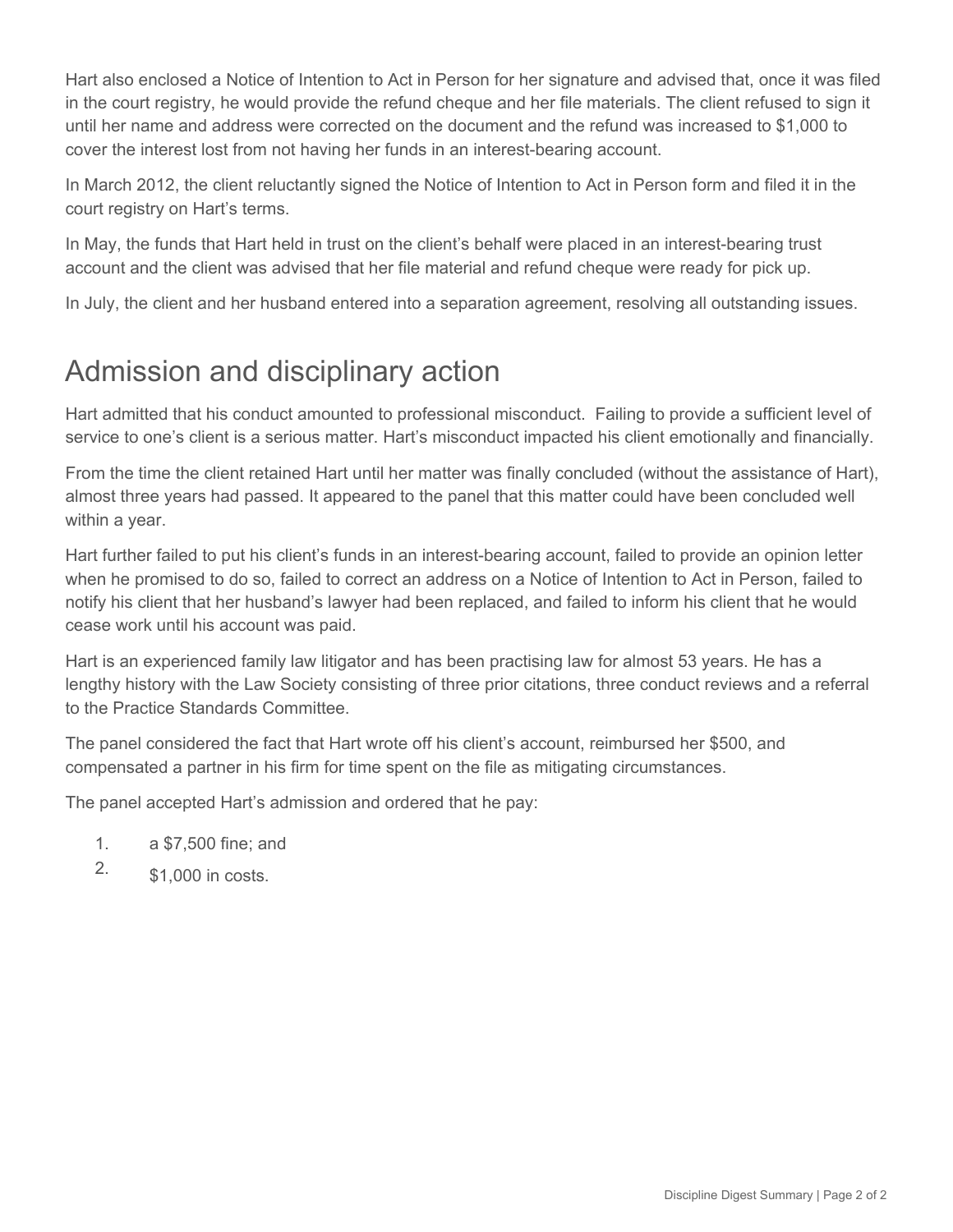Hart also enclosed a Notice of Intention to Act in Person for her signature and advised that, once it was filed in the court registry, he would provide the refund cheque and her file materials. The client refused to sign it until her name and address were corrected on the document and the refund was increased to $1,000 to cover the interest lost from not having her funds in an interest-bearing account.

In March 2012, the client reluctantly signed the Notice of Intention to Act in Person form and filed it in the court registry on Hart's terms.

In May, the funds that Hart held in trust on the client's behalf were placed in an interest-bearing trust account and the client was advised that her file material and refund cheque were ready for pick up.

In July, the client and her husband entered into a separation agreement, resolving all outstanding issues.

## Admission and disciplinary action

Hart admitted that his conduct amounted to professional misconduct. Failing to provide a sufficient level of service to one's client is a serious matter. Hart's misconduct impacted his client emotionally and financially.

From the time the client retained Hart until her matter was finally concluded (without the assistance of Hart), almost three years had passed. It appeared to the panel that this matter could have been concluded well within a year.

Hart further failed to put his client's funds in an interest-bearing account, failed to provide an opinion letter when he promised to do so, failed to correct an address on a Notice of Intention to Act in Person, failed to notify his client that her husband's lawyer had been replaced, and failed to inform his client that he would cease work until his account was paid.

Hart is an experienced family law litigator and has been practising law for almost 53 years. He has a lengthy history with the Law Society consisting of three prior citations, three conduct reviews and a referral to the Practice Standards Committee.

The panel considered the fact that Hart wrote off his client's account, reimbursed her $500, and compensated a partner in his firm for time spent on the file as mitigating circumstances.

The panel accepted Hart's admission and ordered that he pay:

1. a $7,500 fine; and
2. $1,000 in costs.